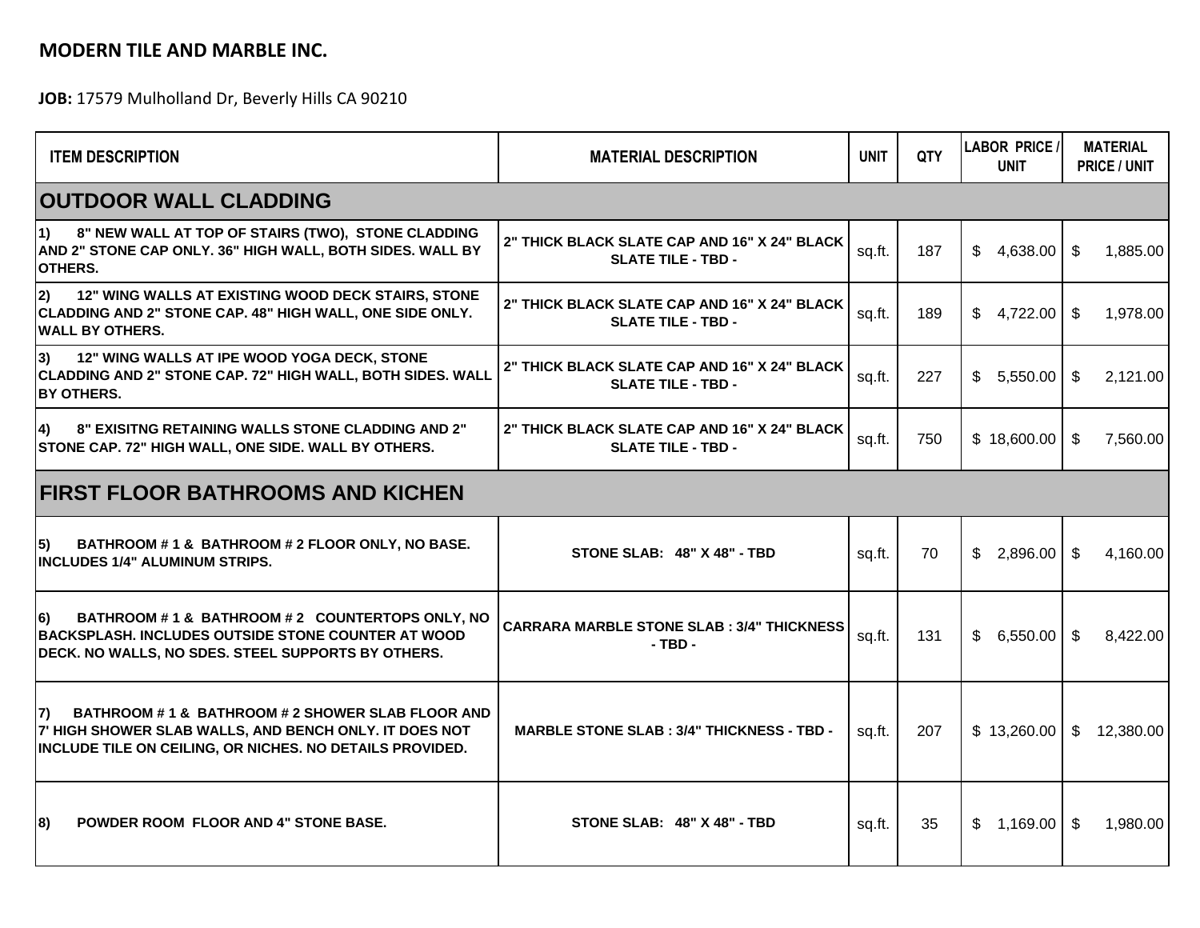**MODERN TILE AND MARBLE INC.**

**JOB:** 17579 Mulholland Dr, Beverly Hills CA 90210

| ITEM DESCRIPTION | MATERIAL DESCRIPTION | UNIT | QTY | LABOR PRICE / UNIT | MATERIAL PRICE / UNIT |
|---|---|---|---|---|---|
| **OUTDOOR WALL CLADDING** | | | | | |
| 1) 8" NEW WALL AT TOP OF STAIRS (TWO), STONE CLADDING AND 2" STONE CAP ONLY. 36" HIGH WALL, BOTH SIDES. WALL BY OTHERS. | 2" THICK BLACK SLATE CAP AND 16" X 24" BLACK SLATE TILE - TBD - | sq.ft. | 187 | $ 4,638.00 | $ 1,885.00 |
| 2) 12" WING WALLS AT EXISTING WOOD DECK STAIRS, STONE CLADDING AND 2" STONE CAP. 48" HIGH WALL, ONE SIDE ONLY. WALL BY OTHERS. | 2" THICK BLACK SLATE CAP AND 16" X 24" BLACK SLATE TILE - TBD - | sq.ft. | 189 | $ 4,722.00 | $ 1,978.00 |
| 3) 12" WING WALLS AT IPE WOOD YOGA DECK, STONE CLADDING AND 2" STONE CAP. 72" HIGH WALL, BOTH SIDES. WALL BY OTHERS. | 2" THICK BLACK SLATE CAP AND 16" X 24" BLACK SLATE TILE - TBD - | sq.ft. | 227 | $ 5,550.00 | $ 2,121.00 |
| 4) 8" EXISITNG RETAINING WALLS STONE CLADDING AND 2" STONE CAP. 72" HIGH WALL, ONE SIDE. WALL BY OTHERS. | 2" THICK BLACK SLATE CAP AND 16" X 24" BLACK SLATE TILE - TBD - | sq.ft. | 750 | $ 18,600.00 | $ 7,560.00 |
| **FIRST FLOOR BATHROOMS AND KICHEN** | | | | | |
| 5) BATHROOM # 1 & BATHROOM # 2 FLOOR ONLY, NO BASE. INCLUDES 1/4" ALUMINUM STRIPS. | STONE SLAB: 48" X 48" - TBD | sq.ft. | 70 | $ 2,896.00 | $ 4,160.00 |
| 6) BATHROOM # 1 & BATHROOM # 2 COUNTERTOPS ONLY, NO BACKSPLASH. INCLUDES OUTSIDE STONE COUNTER AT WOOD DECK. NO WALLS, NO SDES. STEEL SUPPORTS BY OTHERS. | CARRARA MARBLE STONE SLAB : 3/4" THICKNESS - TBD - | sq.ft. | 131 | $ 6,550.00 | $ 8,422.00 |
| 7) BATHROOM # 1 & BATHROOM # 2 SHOWER SLAB FLOOR AND 7' HIGH SHOWER SLAB WALLS, AND BENCH ONLY. IT DOES NOT INCLUDE TILE ON CEILING, OR NICHES. NO DETAILS PROVIDED. | MARBLE STONE SLAB : 3/4" THICKNESS - TBD - | sq.ft. | 207 | $ 13,260.00 | $ 12,380.00 |
| 8) POWDER ROOM FLOOR AND 4" STONE BASE. | STONE SLAB: 48" X 48" - TBD | sq.ft. | 35 | $ 1,169.00 | $ 1,980.00 |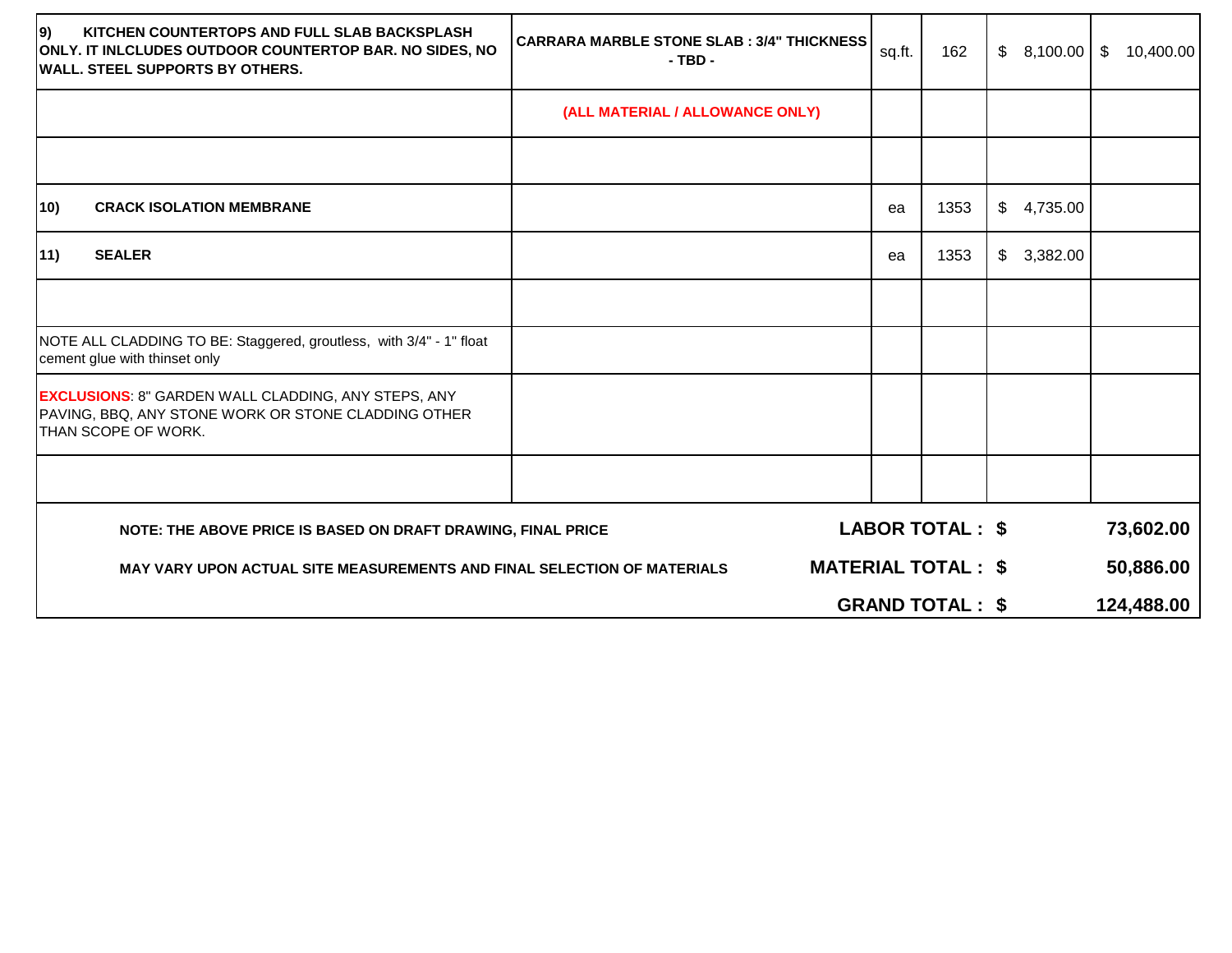| | | | | | |
|---|---|---|---|---|---|
| **9) KITCHEN COUNTERTOPS AND FULL SLAB BACKSPLASH ONLY. IT INLCLUDES OUTDOOR COUNTERTOP BAR. NO SIDES, NO WALL. STEEL SUPPORTS BY OTHERS.** | **CARRARA MARBLE STONE SLAB : 3/4" THICKNESS - TBD -** | sq.ft. | 162 | $ 8,100.00 | $ 10,400.00 |
| | **(ALL MATERIAL / ALLOWANCE ONLY)** | | | | |
| | | | | | |
| **10) CRACK ISOLATION MEMBRANE** | | ea | 1353 | $ 4,735.00 | |
| **11) SEALER** | | ea | 1353 | $ 3,382.00 | |
| | | | | | |
| NOTE ALL CLADDING TO BE: Staggered, groutless, with 3/4" - 1" float cement glue with thinset only | | | | | |
| **EXCLUSIONS**: 8" GARDEN WALL CLADDING, ANY STEPS, ANY PAVING, BBQ, ANY STONE WORK OR STONE CLADDING OTHER THAN SCOPE OF WORK. | | | | | |
| | | | | | |

**NOTE: THE ABOVE PRICE IS BASED ON DRAFT DRAWING, FINAL PRICE**

**MAY VARY UPON ACTUAL SITE MEASUREMENTS AND FINAL SELECTION OF MATERIALS**

| | |
|---|---|
| **LABOR TOTAL : $** | **73,602.00** |
| **MATERIAL TOTAL : $** | **50,886.00** |
| **GRAND TOTAL : $** | **124,488.00** |